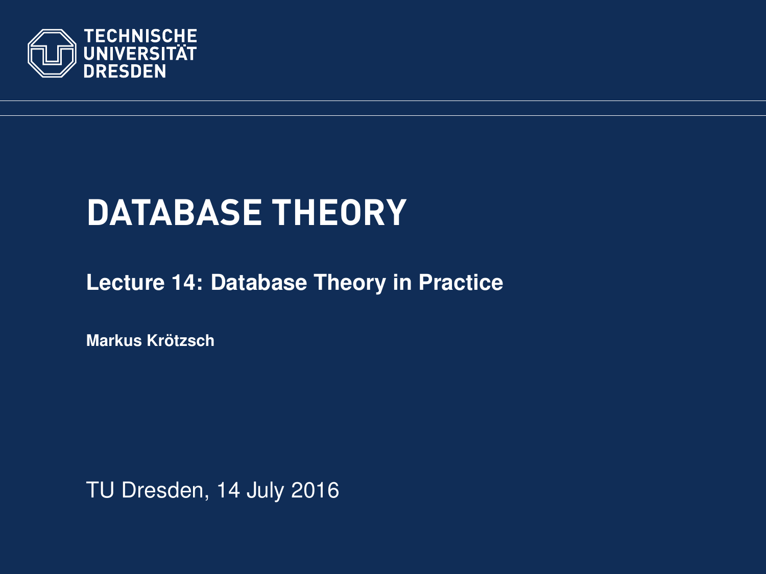TECHNISCHE UNIVERSITÄT DRESDEN

# DATABASE THEORY

## Lecture 14: Database Theory in Practice

**Markus Krötzsch**

TU Dresden, 14 July 2016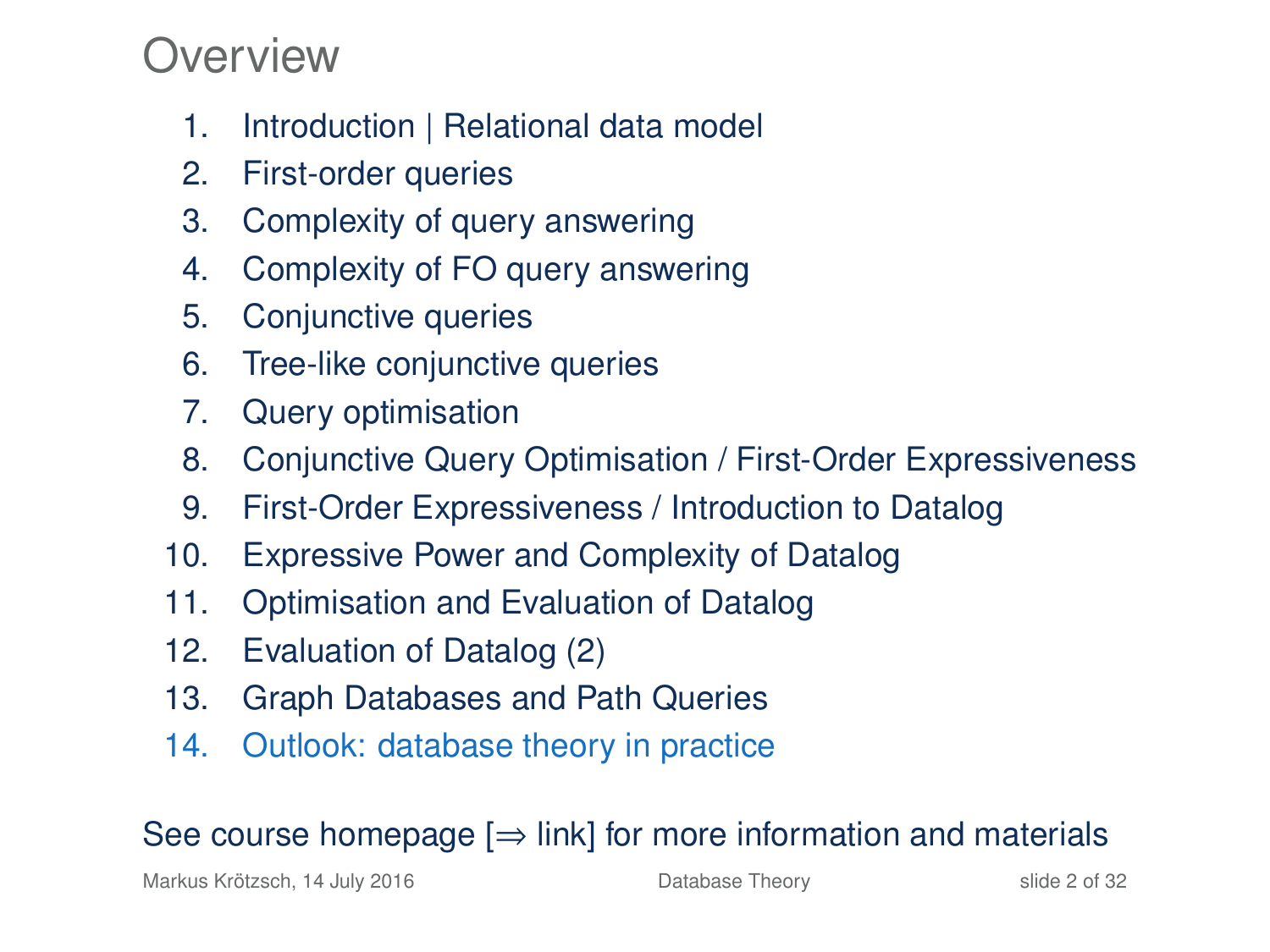# Overview

1. Introduction | Relational data model
2. First-order queries
3. Complexity of query answering
4. Complexity of FO query answering
5. Conjunctive queries
6. Tree-like conjunctive queries
7. Query optimisation
8. Conjunctive Query Optimisation / First-Order Expressiveness
9. First-Order Expressiveness / Introduction to Datalog
10. Expressive Power and Complexity of Datalog
11. Optimisation and Evaluation of Datalog
12. Evaluation of Datalog (2)
13. Graph Databases and Path Queries
14. Outlook: database theory in practice

See course homepage [⇒ link] for more information and materials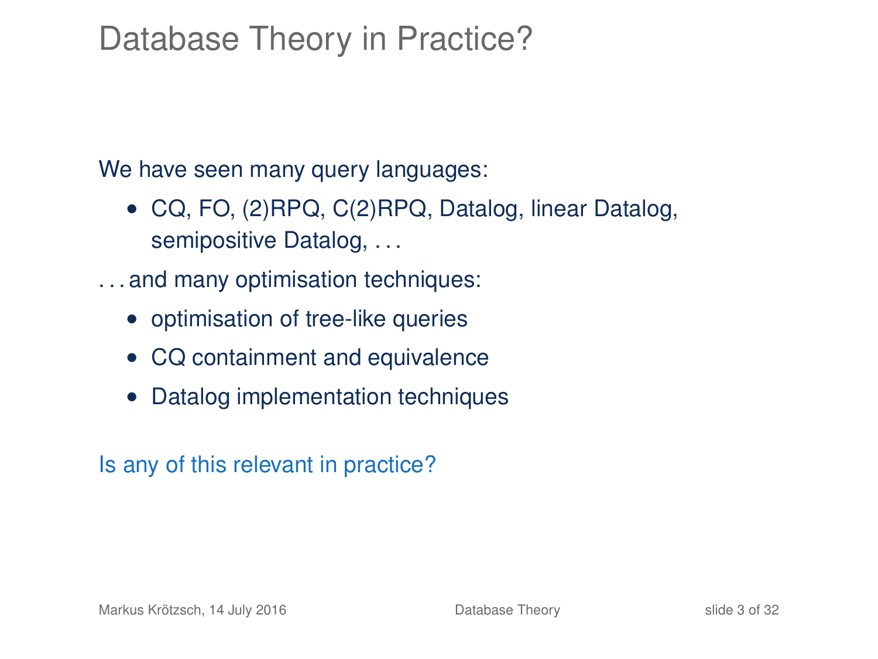# Database Theory in Practice?

We have seen many query languages:

- CQ, FO, (2)RPQ, C(2)RPQ, Datalog, linear Datalog, semipositive Datalog, . . .

. . . and many optimisation techniques:

- optimisation of tree-like queries
- CQ containment and equivalence
- Datalog implementation techniques

Is any of this relevant in practice?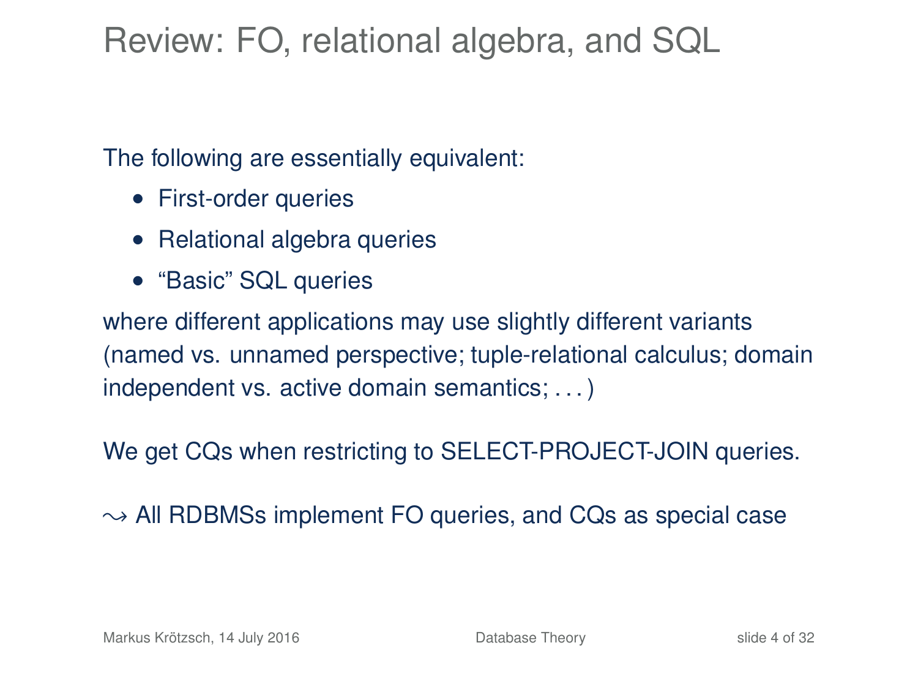# Review: FO, relational algebra, and SQL

The following are essentially equivalent:

- First-order queries
- Relational algebra queries
- "Basic" SQL queries

where different applications may use slightly different variants (named vs. unnamed perspective; tuple-relational calculus; domain independent vs. active domain semantics; . . . )

We get CQs when restricting to SELECT-PROJECT-JOIN queries.

$\leadsto$ All RDBMSs implement FO queries, and CQs as special case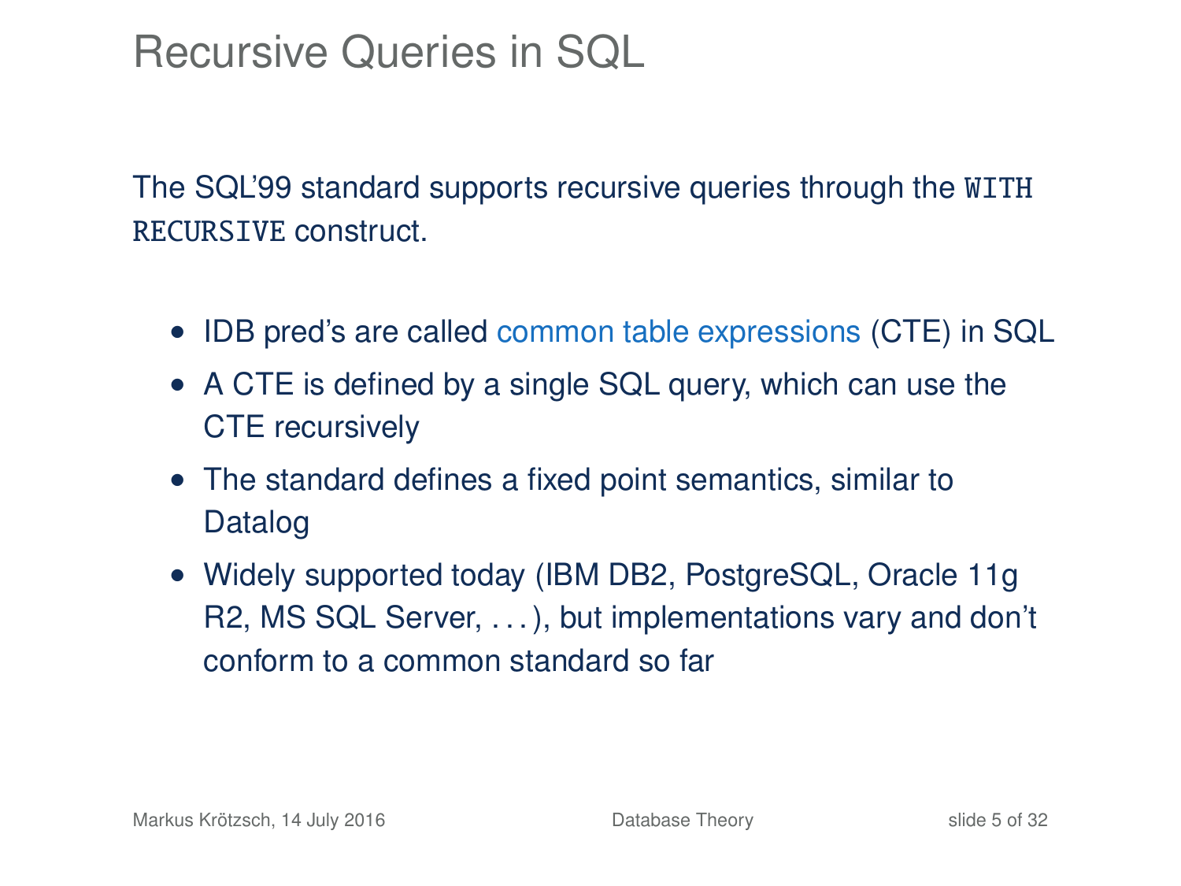# Recursive Queries in SQL

The SQL'99 standard supports recursive queries through the `WITH RECURSIVE` construct.

- IDB pred's are called common table expressions (CTE) in SQL
- A CTE is defined by a single SQL query, which can use the CTE recursively
- The standard defines a fixed point semantics, similar to Datalog
- Widely supported today (IBM DB2, PostgreSQL, Oracle 11g R2, MS SQL Server, ...), but implementations vary and don't conform to a common standard so far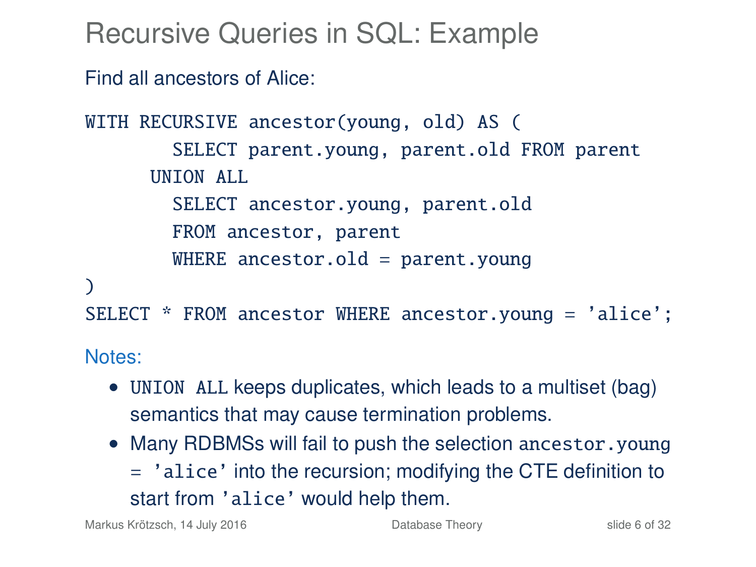# Recursive Queries in SQL: Example

Find all ancestors of Alice:

```
WITH RECURSIVE ancestor(young, old) AS (
        SELECT parent.young, parent.old FROM parent
      UNION ALL
        SELECT ancestor.young, parent.old
        FROM ancestor, parent
        WHERE ancestor.old = parent.young
)
SELECT * FROM ancestor WHERE ancestor.young = 'alice';
```

Notes:

- `UNION ALL` keeps duplicates, which leads to a multiset (bag) semantics that may cause termination problems.
- Many RDBMSs will fail to push the selection `ancestor.young = 'alice'` into the recursion; modifying the CTE definition to start from `'alice'` would help them.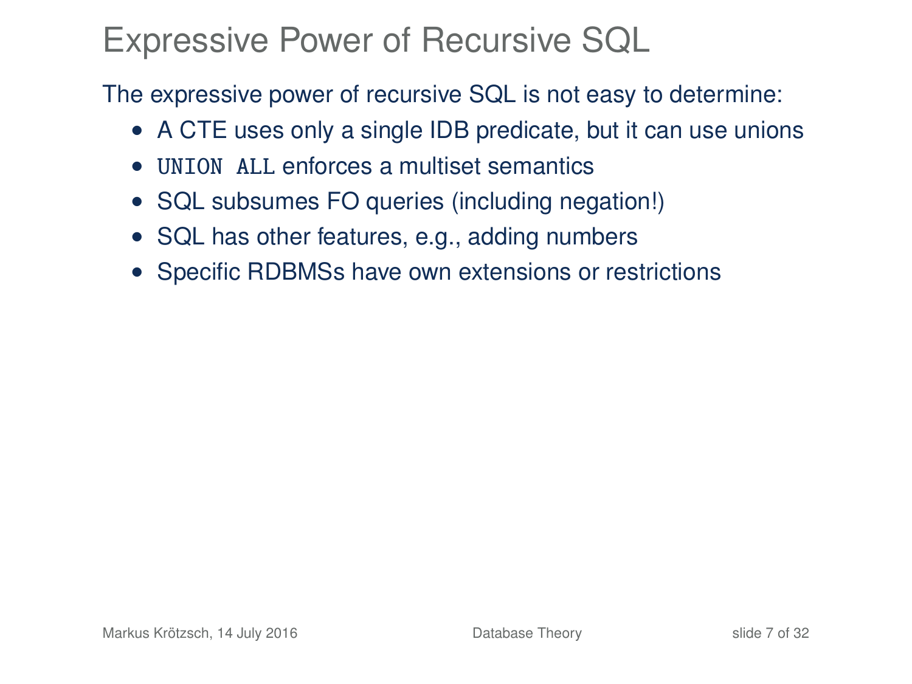# Expressive Power of Recursive SQL

The expressive power of recursive SQL is not easy to determine:

- A CTE uses only a single IDB predicate, but it can use unions
- `UNION ALL` enforces a multiset semantics
- SQL subsumes FO queries (including negation!)
- SQL has other features, e.g., adding numbers
- Specific RDBMSs have own extensions or restrictions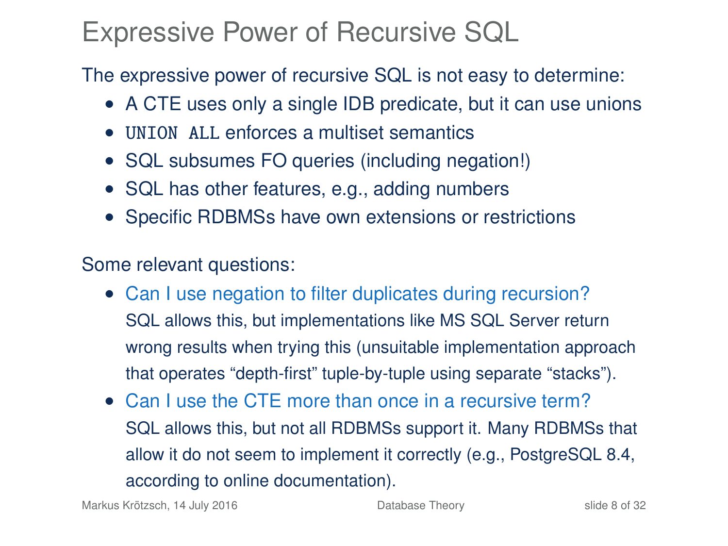# Expressive Power of Recursive SQL

The expressive power of recursive SQL is not easy to determine:

- A CTE uses only a single IDB predicate, but it can use unions
- `UNION ALL` enforces a multiset semantics
- SQL subsumes FO queries (including negation!)
- SQL has other features, e.g., adding numbers
- Specific RDBMSs have own extensions or restrictions

Some relevant questions:

- Can I use negation to filter duplicates during recursion?
  SQL allows this, but implementations like MS SQL Server return wrong results when trying this (unsuitable implementation approach that operates "depth-first" tuple-by-tuple using separate "stacks").
- Can I use the CTE more than once in a recursive term?
  SQL allows this, but not all RDBMSs support it. Many RDBMSs that allow it do not seem to implement it correctly (e.g., PostgreSQL 8.4, according to online documentation).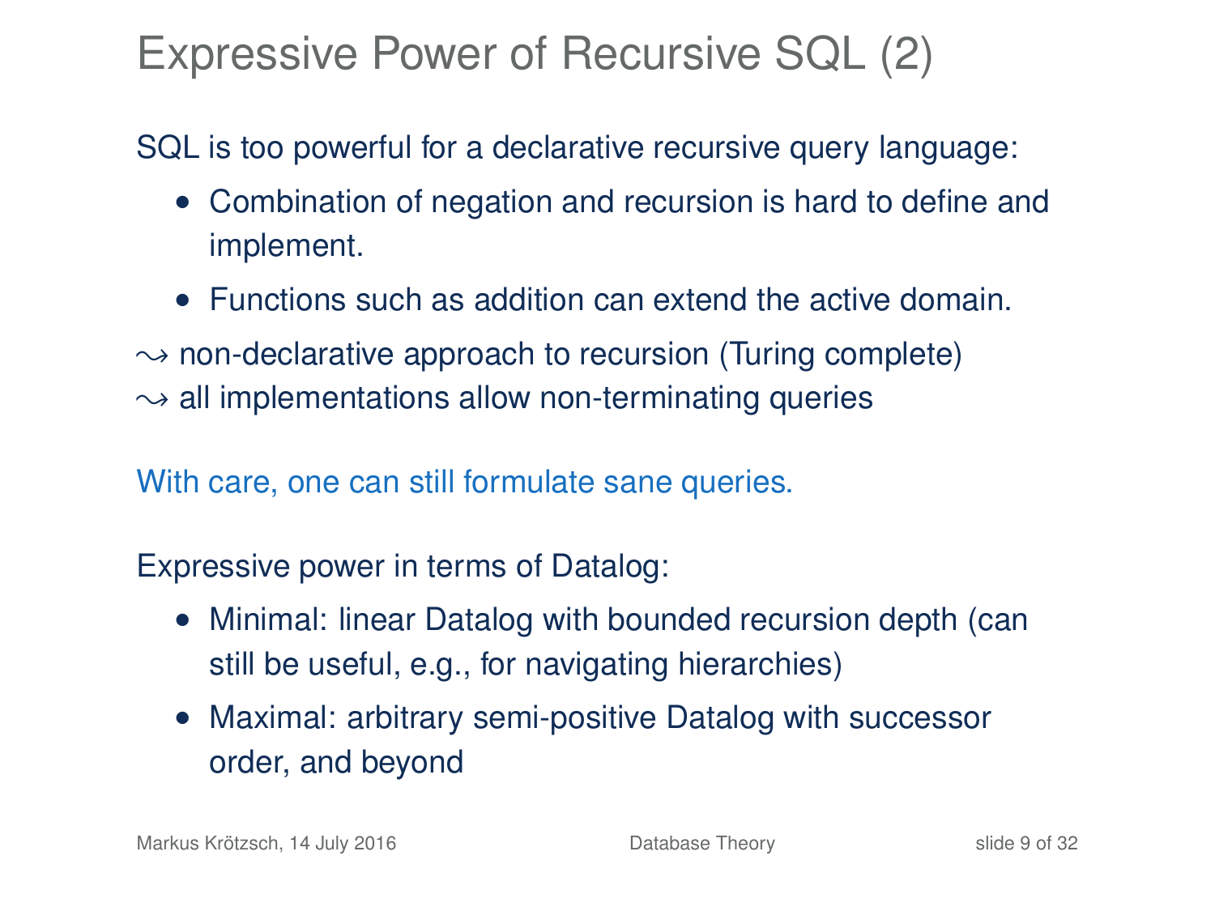# Expressive Power of Recursive SQL (2)

SQL is too powerful for a declarative recursive query language:

- Combination of negation and recursion is hard to define and implement.
- Functions such as addition can extend the active domain.

$\leadsto$ non-declarative approach to recursion (Turing complete)
$\leadsto$ all implementations allow non-terminating queries

With care, one can still formulate sane queries.

Expressive power in terms of Datalog:

- Minimal: linear Datalog with bounded recursion depth (can still be useful, e.g., for navigating hierarchies)
- Maximal: arbitrary semi-positive Datalog with successor order, and beyond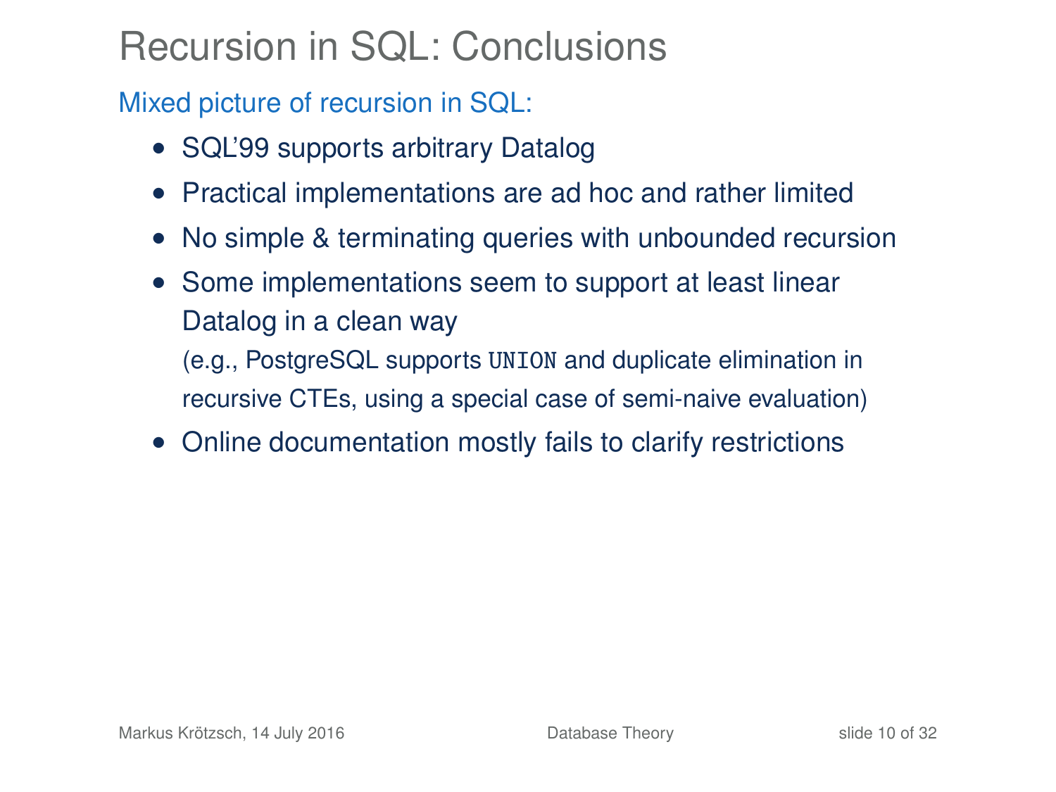# Recursion in SQL: Conclusions

Mixed picture of recursion in SQL:

- SQL'99 supports arbitrary Datalog
- Practical implementations are ad hoc and rather limited
- No simple & terminating queries with unbounded recursion
- Some implementations seem to support at least linear Datalog in a clean way
  (e.g., PostgreSQL supports `UNION` and duplicate elimination in recursive CTEs, using a special case of semi-naive evaluation)
- Online documentation mostly fails to clarify restrictions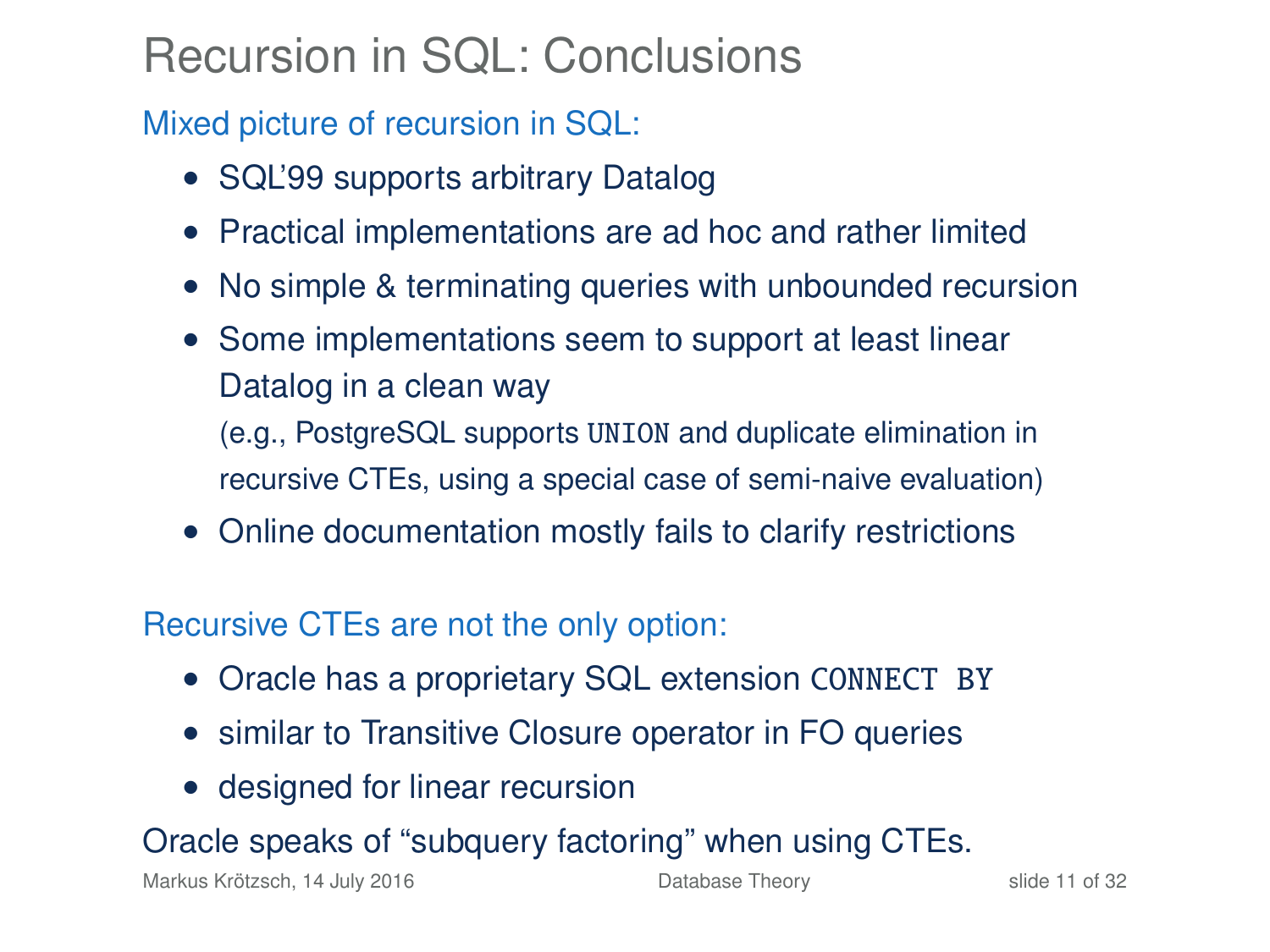# Recursion in SQL: Conclusions

Mixed picture of recursion in SQL:

- SQL'99 supports arbitrary Datalog
- Practical implementations are ad hoc and rather limited
- No simple & terminating queries with unbounded recursion
- Some implementations seem to support at least linear Datalog in a clean way
  (e.g., PostgreSQL supports `UNION` and duplicate elimination in recursive CTEs, using a special case of semi-naive evaluation)
- Online documentation mostly fails to clarify restrictions

Recursive CTEs are not the only option:

- Oracle has a proprietary SQL extension `CONNECT BY`
- similar to Transitive Closure operator in FO queries
- designed for linear recursion

Oracle speaks of "subquery factoring" when using CTEs.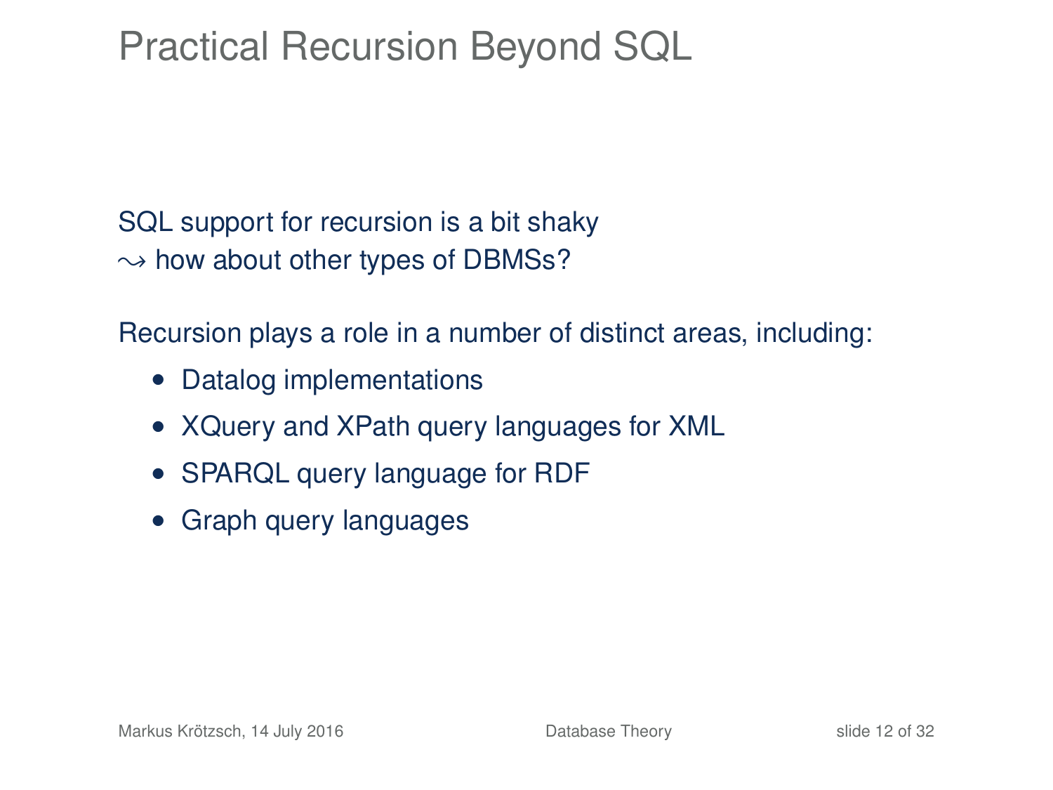# Practical Recursion Beyond SQL

SQL support for recursion is a bit shaky
$\leadsto$ how about other types of DBMSs?

Recursion plays a role in a number of distinct areas, including:

- Datalog implementations
- XQuery and XPath query languages for XML
- SPARQL query language for RDF
- Graph query languages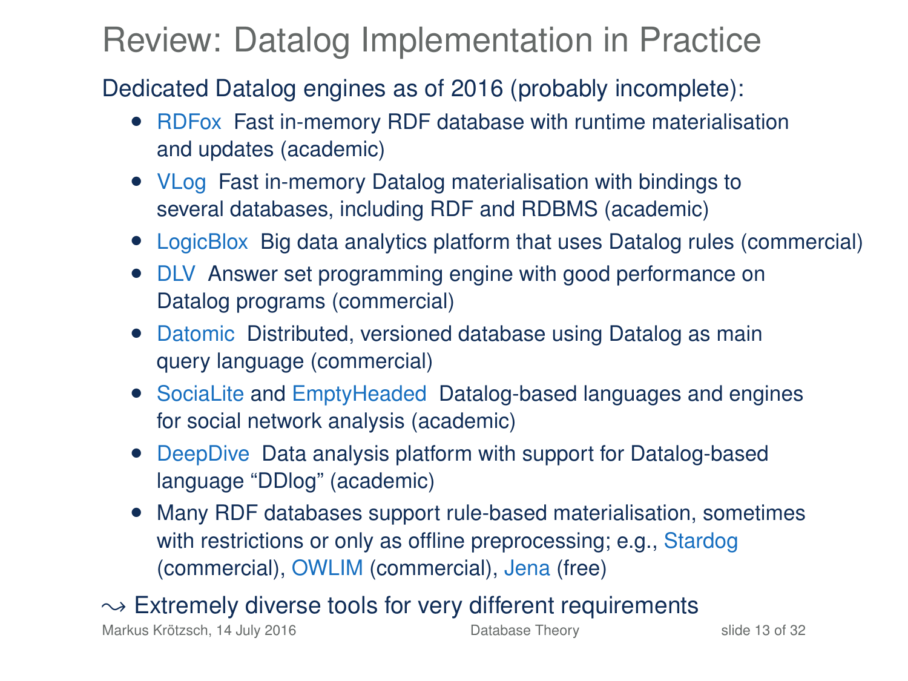# Review: Datalog Implementation in Practice

Dedicated Datalog engines as of 2016 (probably incomplete):

- RDFox Fast in-memory RDF database with runtime materialisation and updates (academic)
- VLog Fast in-memory Datalog materialisation with bindings to several databases, including RDF and RDBMS (academic)
- LogicBlox Big data analytics platform that uses Datalog rules (commercial)
- DLV Answer set programming engine with good performance on Datalog programs (commercial)
- Datomic Distributed, versioned database using Datalog as main query language (commercial)
- SociaLite and EmptyHeaded Datalog-based languages and engines for social network analysis (academic)
- DeepDive Data analysis platform with support for Datalog-based language "DDlog" (academic)
- Many RDF databases support rule-based materialisation, sometimes with restrictions or only as offline preprocessing; e.g., Stardog (commercial), OWLIM (commercial), Jena (free)

$\leadsto$ Extremely diverse tools for very different requirements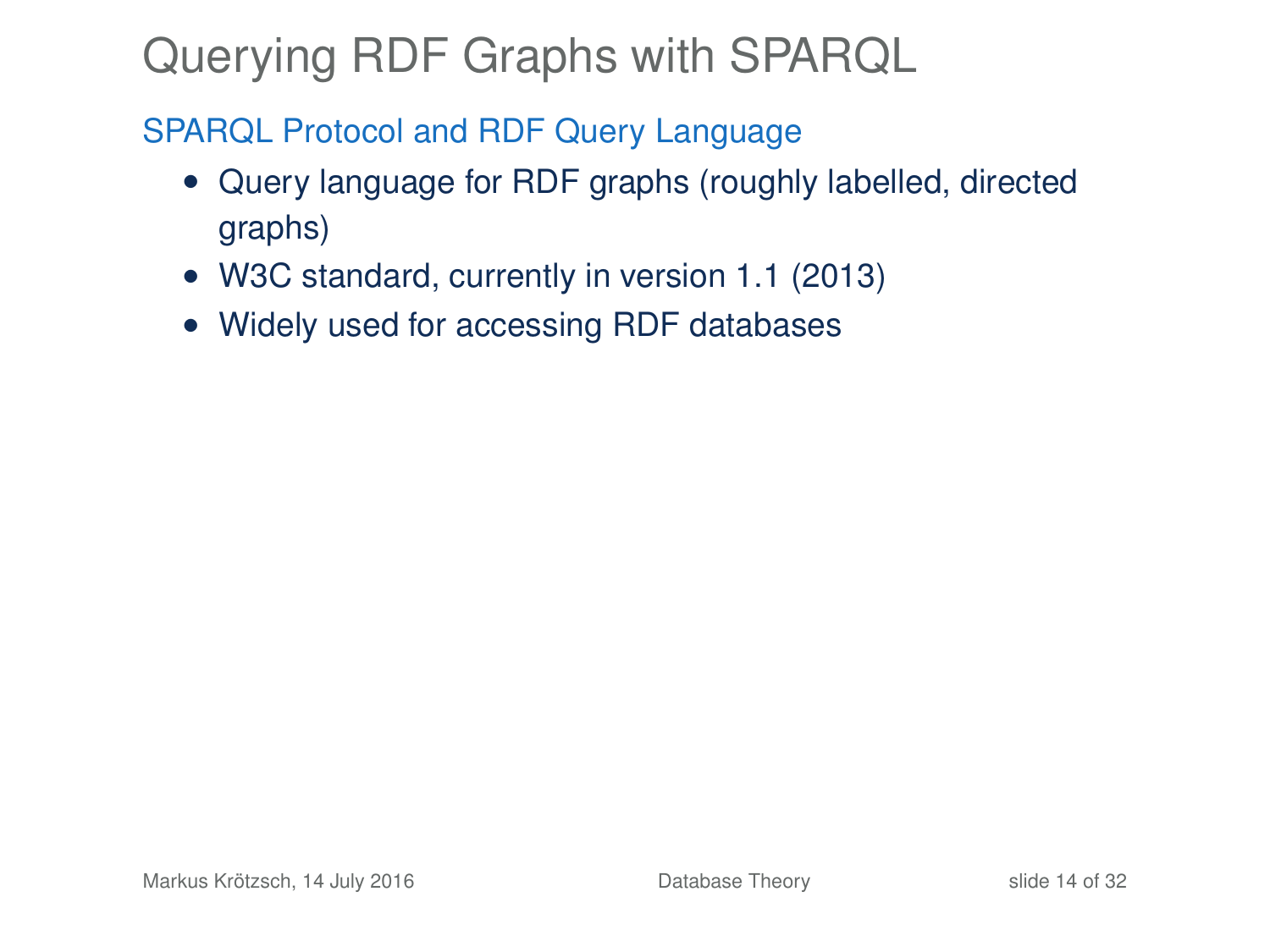# Querying RDF Graphs with SPARQL

## SPARQL Protocol and RDF Query Language

- Query language for RDF graphs (roughly labelled, directed graphs)
- W3C standard, currently in version 1.1 (2013)
- Widely used for accessing RDF databases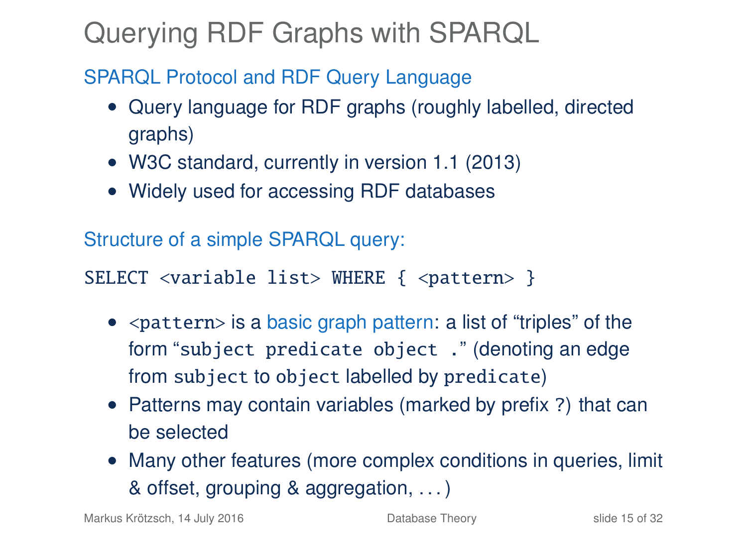# Querying RDF Graphs with SPARQL

SPARQL Protocol and RDF Query Language

- Query language for RDF graphs (roughly labelled, directed graphs)
- W3C standard, currently in version 1.1 (2013)
- Widely used for accessing RDF databases

Structure of a simple SPARQL query:

```
SELECT <variable list> WHERE { <pattern> }
```

- `<pattern>` is a basic graph pattern: a list of "triples" of the form "`subject predicate object .`" (denoting an edge from `subject` to `object` labelled by `predicate`)
- Patterns may contain variables (marked by prefix `?`) that can be selected
- Many other features (more complex conditions in queries, limit & offset, grouping & aggregation, ...)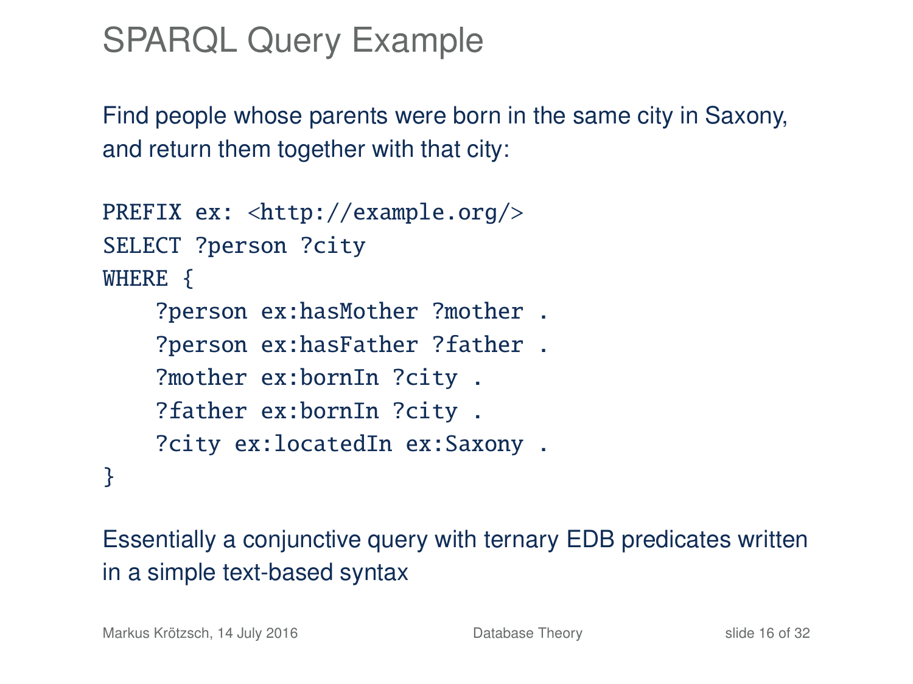# SPARQL Query Example

Find people whose parents were born in the same city in Saxony, and return them together with that city:

```
PREFIX ex: <http://example.org/>
SELECT ?person ?city
WHERE {
    ?person ex:hasMother ?mother .
    ?person ex:hasFather ?father .
    ?mother ex:bornIn ?city .
    ?father ex:bornIn ?city .
    ?city ex:locatedIn ex:Saxony .
}
```

Essentially a conjunctive query with ternary EDB predicates written in a simple text-based syntax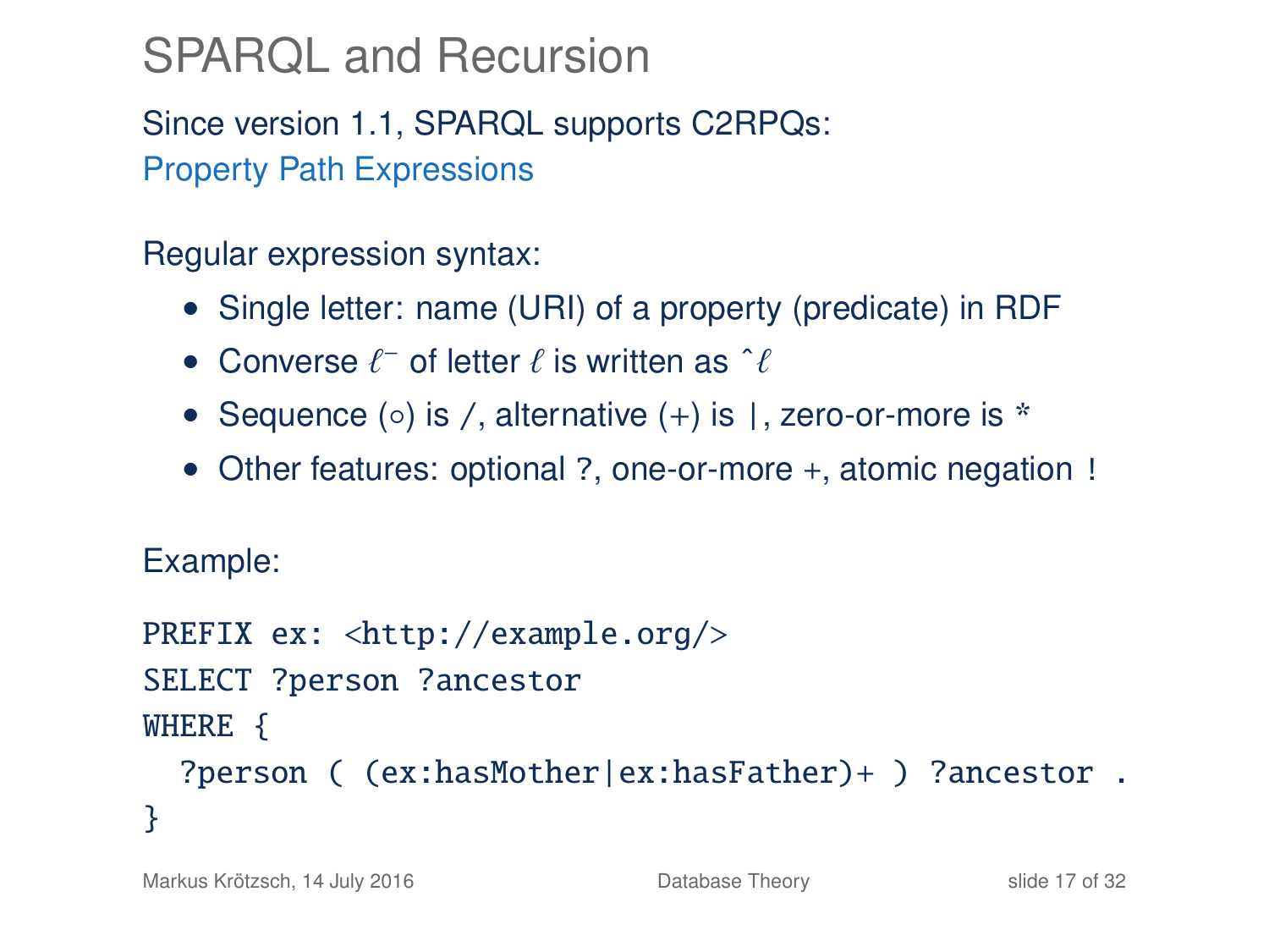# SPARQL and Recursion

Since version 1.1, SPARQL supports C2RPQs:
Property Path Expressions

Regular expression syntax:

- Single letter: name (URI) of a property (predicate) in RDF
- Converse $\ell^-$ of letter $\ell$ is written as ˆ$\ell$
- Sequence ($\circ$) is /, alternative (+) is |, zero-or-more is *
- Other features: optional ?, one-or-more +, atomic negation !

Example:

```
PREFIX ex: <http://example.org/>
SELECT ?person ?ancestor
WHERE {
  ?person ( (ex:hasMother|ex:hasFather)+ ) ?ancestor .
}
```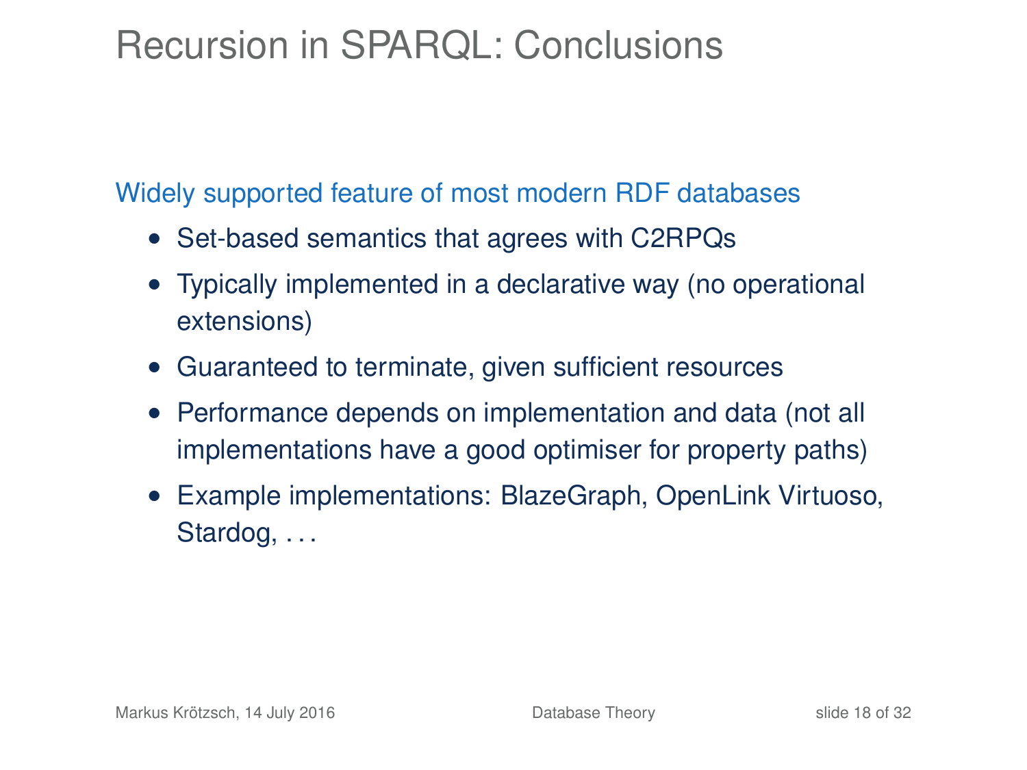# Recursion in SPARQL: Conclusions

Widely supported feature of most modern RDF databases

- Set-based semantics that agrees with C2RPQs
- Typically implemented in a declarative way (no operational extensions)
- Guaranteed to terminate, given sufficient resources
- Performance depends on implementation and data (not all implementations have a good optimiser for property paths)
- Example implementations: BlazeGraph, OpenLink Virtuoso, Stardog, . . .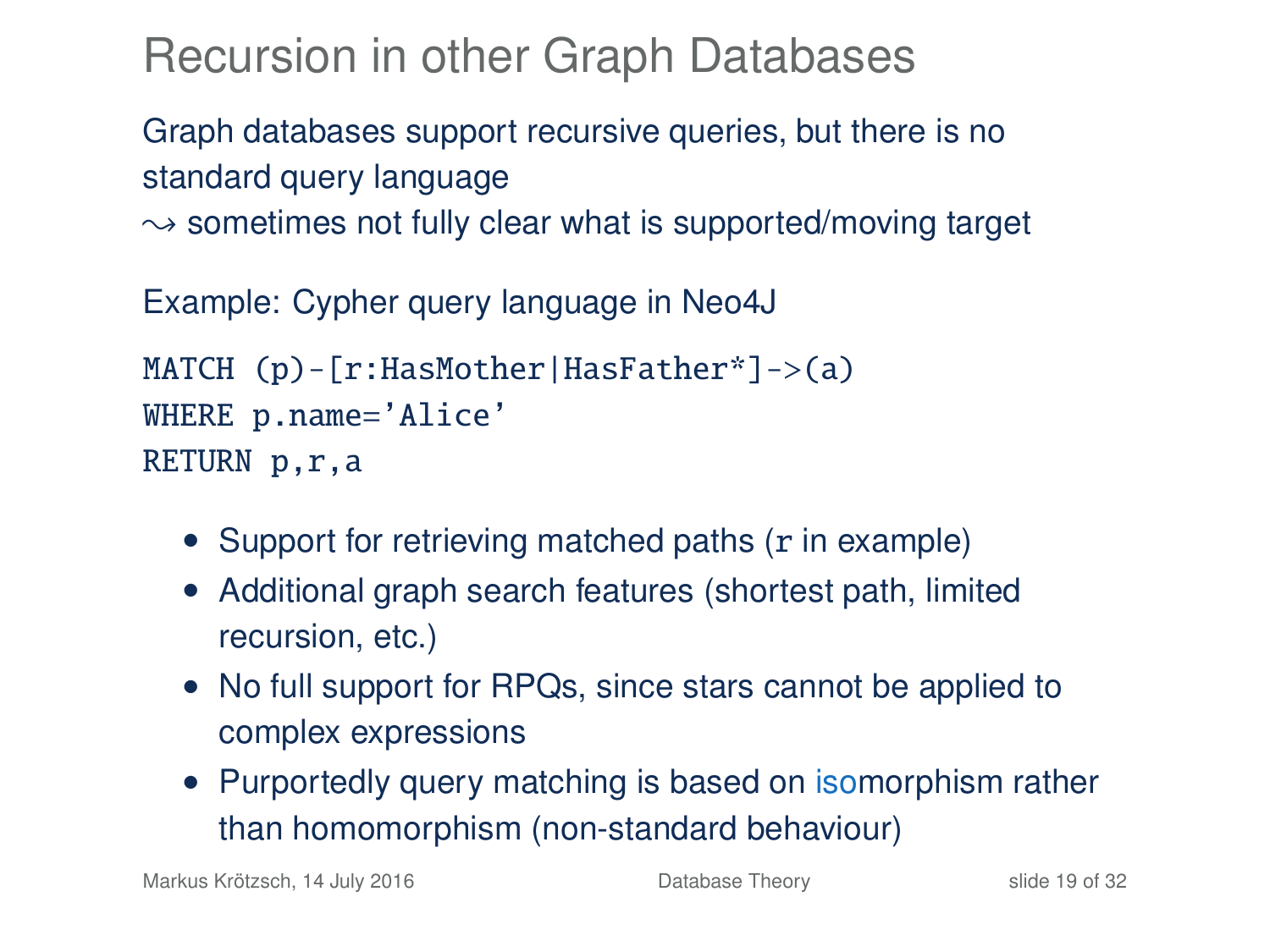# Recursion in other Graph Databases

Graph databases support recursive queries, but there is no standard query language
$\leadsto$ sometimes not fully clear what is supported/moving target

Example: Cypher query language in Neo4J

```
MATCH (p)-[r:HasMother|HasFather*]->(a)
WHERE p.name='Alice'
RETURN p,r,a
```

- Support for retrieving matched paths (`r` in example)
- Additional graph search features (shortest path, limited recursion, etc.)
- No full support for RPQs, since stars cannot be applied to complex expressions
- Purportedly query matching is based on isomorphism rather than homomorphism (non-standard behaviour)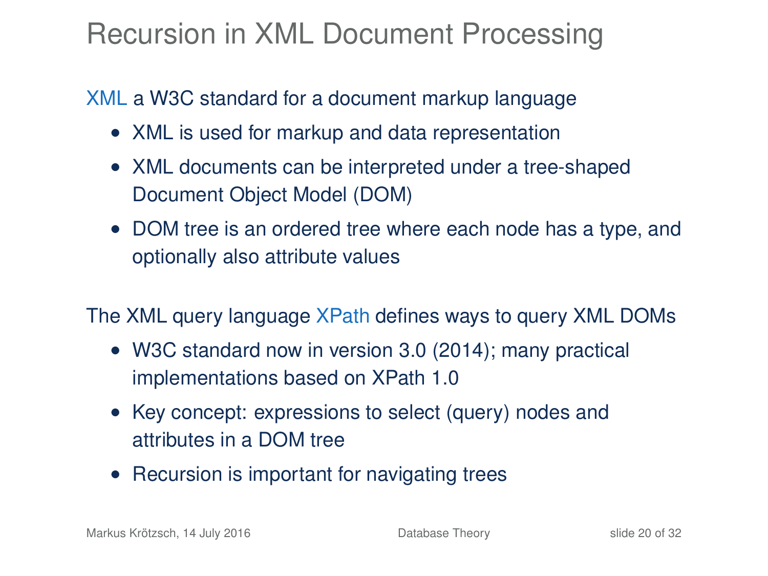# Recursion in XML Document Processing

XML a W3C standard for a document markup language

- XML is used for markup and data representation
- XML documents can be interpreted under a tree-shaped Document Object Model (DOM)
- DOM tree is an ordered tree where each node has a type, and optionally also attribute values

The XML query language XPath defines ways to query XML DOMs

- W3C standard now in version 3.0 (2014); many practical implementations based on XPath 1.0
- Key concept: expressions to select (query) nodes and attributes in a DOM tree
- Recursion is important for navigating trees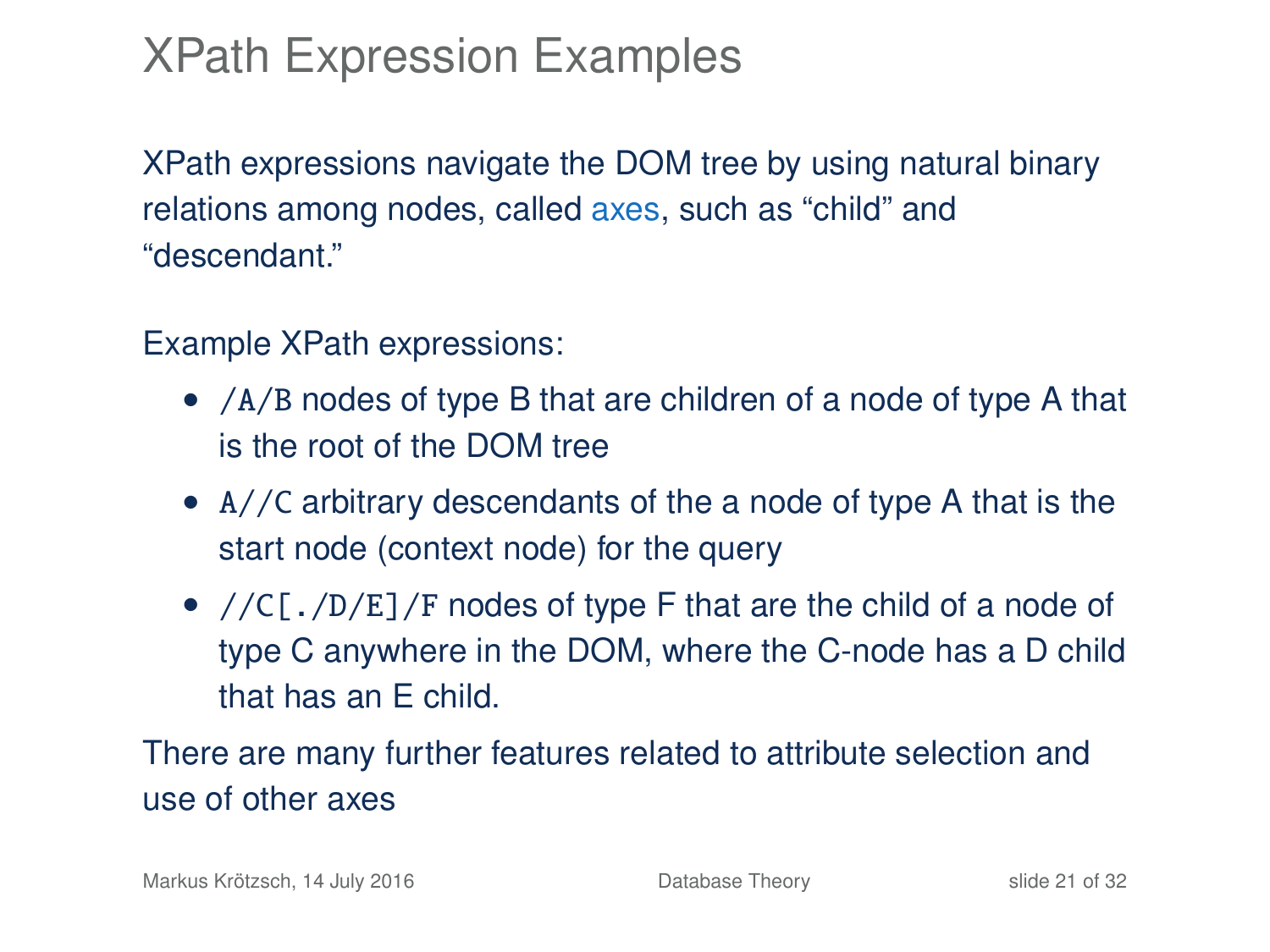# XPath Expression Examples

XPath expressions navigate the DOM tree by using natural binary relations among nodes, called axes, such as “child” and “descendant.”

Example XPath expressions:

- `/A/B` nodes of type B that are children of a node of type A that is the root of the DOM tree
- `A//C` arbitrary descendants of the a node of type A that is the start node (context node) for the query
- `//C[./D/E]/F` nodes of type F that are the child of a node of type C anywhere in the DOM, where the C-node has a D child that has an E child.

There are many further features related to attribute selection and use of other axes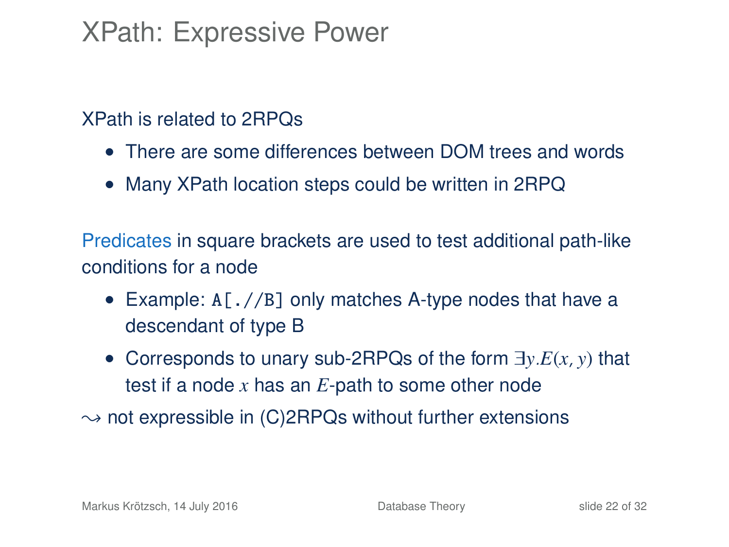# XPath: Expressive Power

XPath is related to 2RPQs

- There are some differences between DOM trees and words
- Many XPath location steps could be written in 2RPQ

Predicates in square brackets are used to test additional path-like conditions for a node

- Example: `A[.//B]` only matches A-type nodes that have a descendant of type B
- Corresponds to unary sub-2RPQs of the form $\exists y.E(x, y)$ that test if a node $x$ has an $E$-path to some other node

$\leadsto$ not expressible in (C)2RPQs without further extensions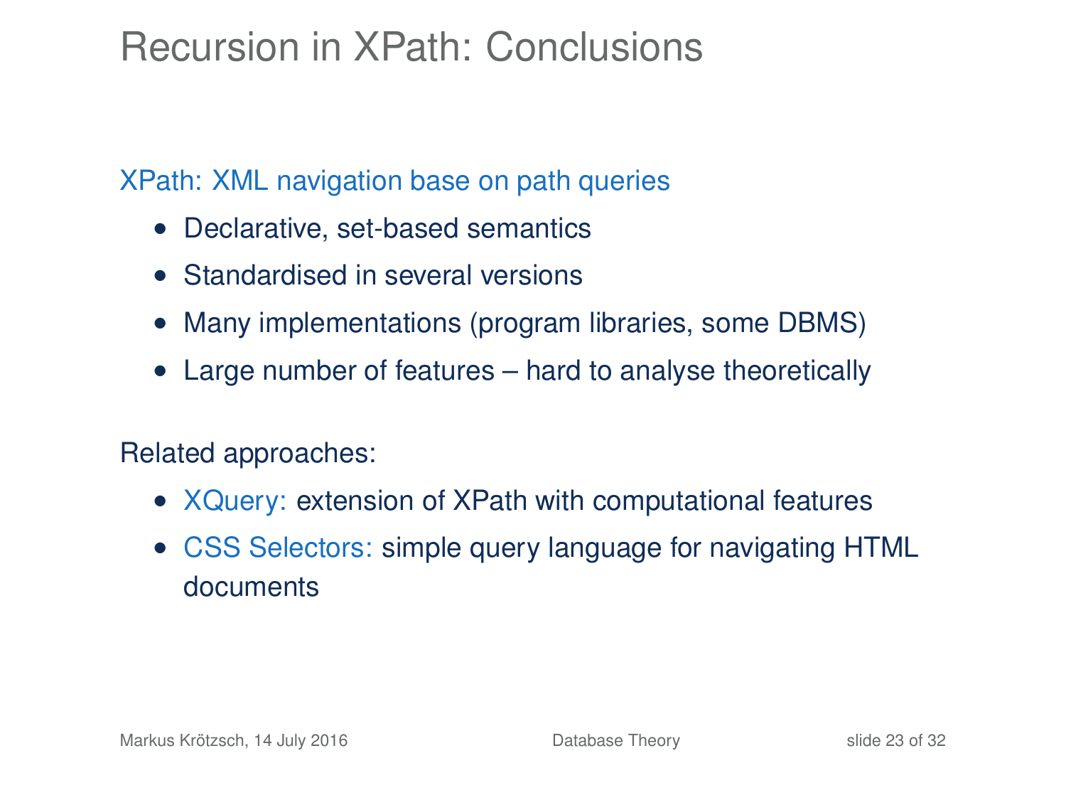# Recursion in XPath: Conclusions

XPath: XML navigation base on path queries

- Declarative, set-based semantics
- Standardised in several versions
- Many implementations (program libraries, some DBMS)
- Large number of features – hard to analyse theoretically

Related approaches:

- XQuery: extension of XPath with computational features
- CSS Selectors: simple query language for navigating HTML documents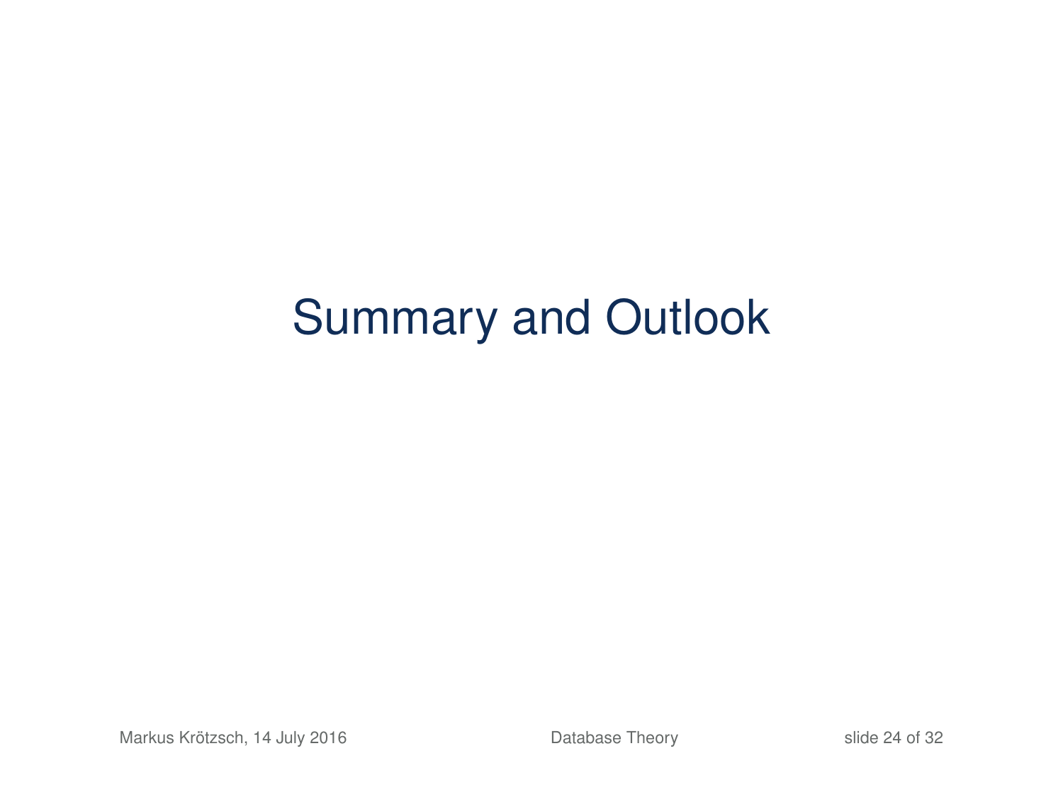# Summary and Outlook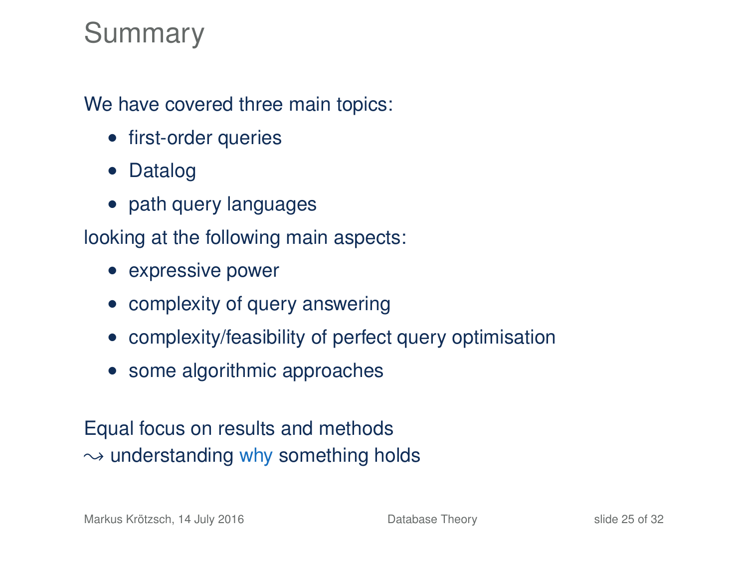# Summary

We have covered three main topics:

- first-order queries
- Datalog
- path query languages

looking at the following main aspects:

- expressive power
- complexity of query answering
- complexity/feasibility of perfect query optimisation
- some algorithmic approaches

Equal focus on results and methods
$\leadsto$ understanding why something holds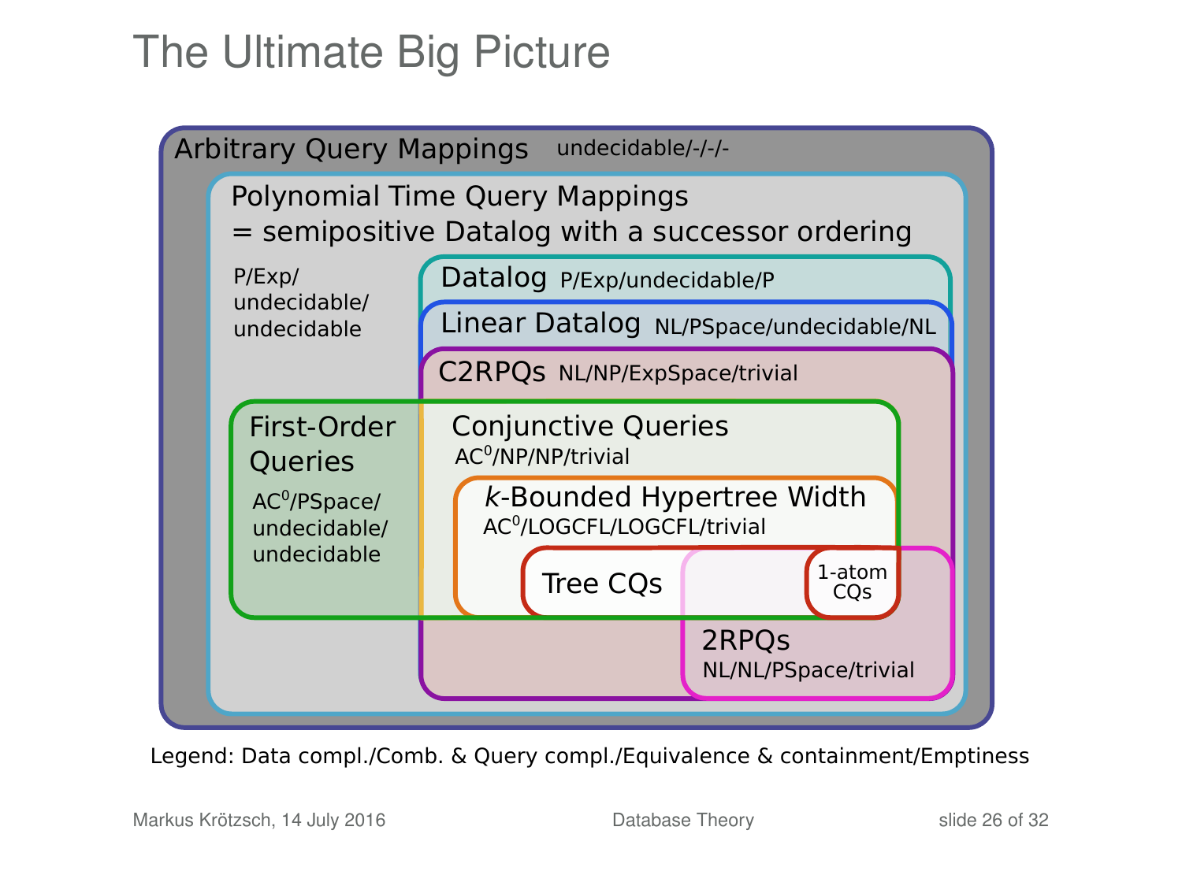# The Ultimate Big Picture

Arbitrary Query Mappings undecidable/-/-/-

Polynomial Time Query Mappings
= semipositive Datalog with a successor ordering

P/Exp/
undecidable/
undecidable

Datalog P/Exp/undecidable/P

Linear Datalog NL/PSpace/undecidable/NL

C2RPQs NL/NP/ExpSpace/trivial

First-Order Queries
$AC^0$/PSpace/
undecidable/
undecidable

Conjunctive Queries
$AC^0$/NP/NP/trivial

*k*-Bounded Hypertree Width
$AC^0$/LOGCFL/LOGCFL/trivial

Tree CQs

1-atom CQs

2RPQs
NL/NL/PSpace/trivial

Legend: Data compl./Comb. & Query compl./Equivalence & containment/Emptiness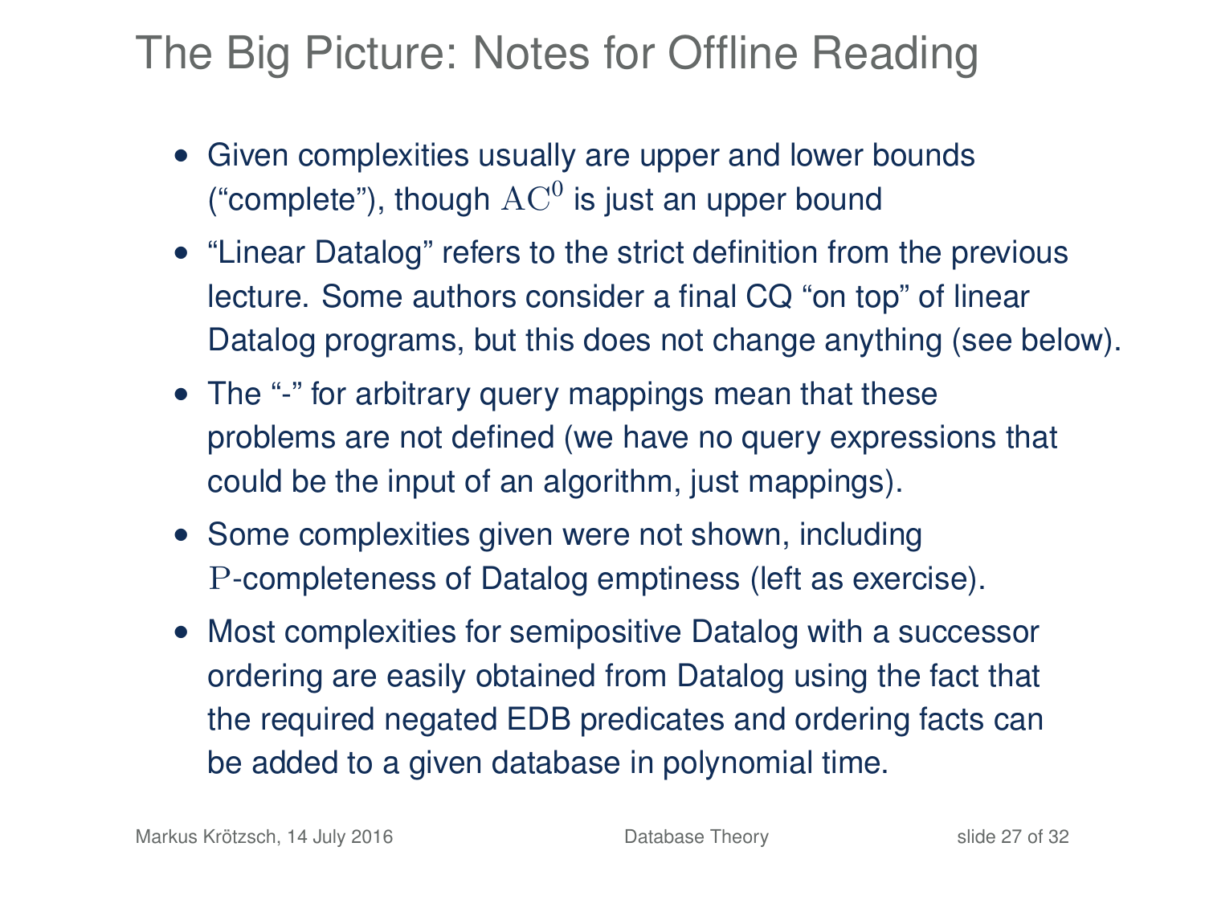# The Big Picture: Notes for Offline Reading

- Given complexities usually are upper and lower bounds (“complete”), though $\mathrm{AC}^0$ is just an upper bound
- “Linear Datalog” refers to the strict definition from the previous lecture. Some authors consider a final CQ “on top” of linear Datalog programs, but this does not change anything (see below).
- The “-” for arbitrary query mappings mean that these problems are not defined (we have no query expressions that could be the input of an algorithm, just mappings).
- Some complexities given were not shown, including $\mathrm{P}$-completeness of Datalog emptiness (left as exercise).
- Most complexities for semipositive Datalog with a successor ordering are easily obtained from Datalog using the fact that the required negated EDB predicates and ordering facts can be added to a given database in polynomial time.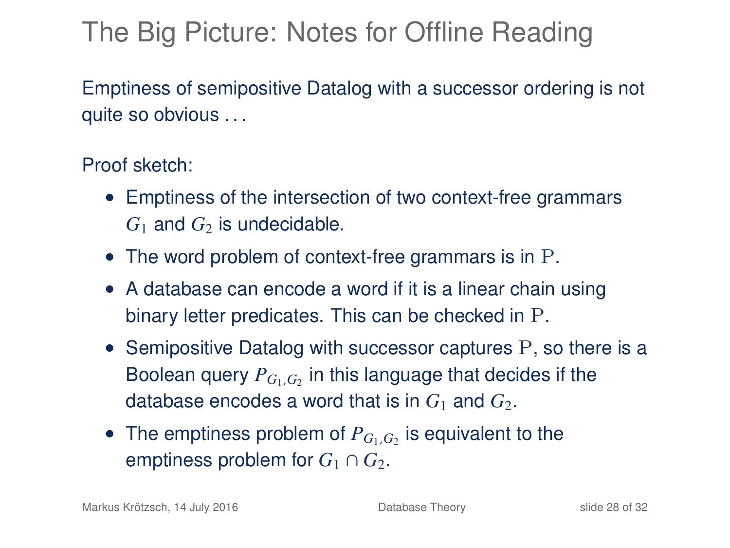# The Big Picture: Notes for Offline Reading

Emptiness of semipositive Datalog with a successor ordering is not quite so obvious . . .

Proof sketch:

- Emptiness of the intersection of two context-free grammars $G_1$ and $G_2$ is undecidable.
- The word problem of context-free grammars is in $\mathrm{P}$.
- A database can encode a word if it is a linear chain using binary letter predicates. This can be checked in $\mathrm{P}$.
- Semipositive Datalog with successor captures $\mathrm{P}$, so there is a Boolean query $P_{G_1,G_2}$ in this language that decides if the database encodes a word that is in $G_1$ and $G_2$.
- The emptiness problem of $P_{G_1,G_2}$ is equivalent to the emptiness problem for $G_1 \cap G_2$.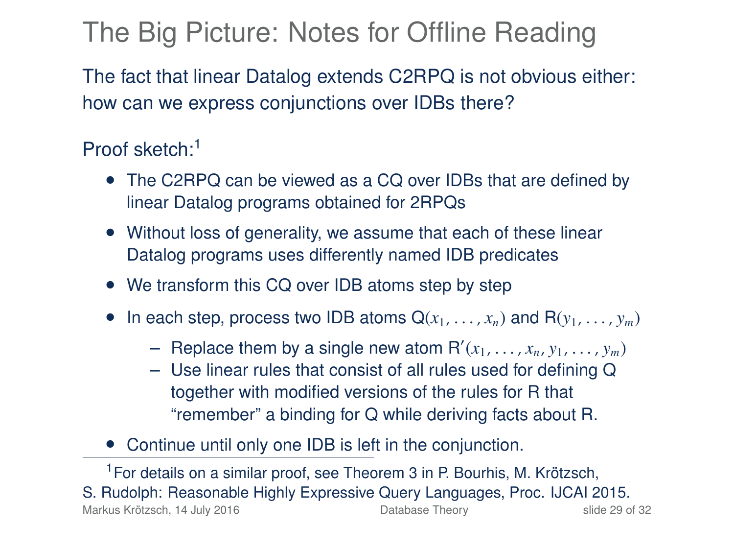# The Big Picture: Notes for Offline Reading

The fact that linear Datalog extends C2RPQ is not obvious either: how can we express conjunctions over IDBs there?

Proof sketch:[1]

- The C2RPQ can be viewed as a CQ over IDBs that are defined by linear Datalog programs obtained for 2RPQs
- Without loss of generality, we assume that each of these linear Datalog programs uses differently named IDB predicates
- We transform this CQ over IDB atoms step by step
- In each step, process two IDB atoms $\mathsf{Q}(x_1, \ldots, x_n)$ and $\mathsf{R}(y_1, \ldots, y_m)$
  - Replace them by a single new atom $\mathsf{R}'(x_1, \ldots, x_n, y_1, \ldots, y_m)$
  - Use linear rules that consist of all rules used for defining Q together with modified versions of the rules for R that "remember" a binding for Q while deriving facts about R.
- Continue until only one IDB is left in the conjunction.

[1] For details on a similar proof, see Theorem 3 in P. Bourhis, M. Krötzsch, S. Rudolph: Reasonable Highly Expressive Query Languages, Proc. IJCAI 2015.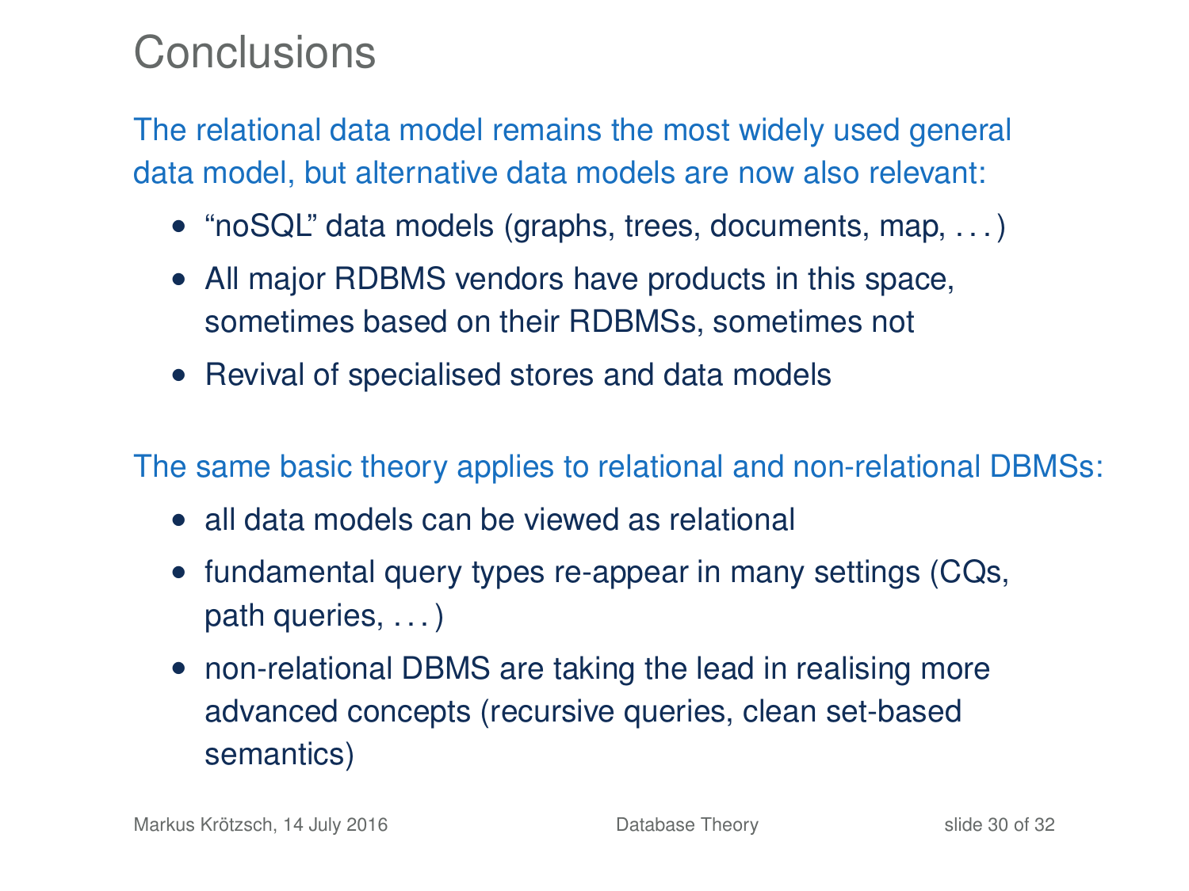# Conclusions

The relational data model remains the most widely used general data model, but alternative data models are now also relevant:

- "noSQL" data models (graphs, trees, documents, map, ...)
- All major RDBMS vendors have products in this space, sometimes based on their RDBMSs, sometimes not
- Revival of specialised stores and data models

The same basic theory applies to relational and non-relational DBMSs:

- all data models can be viewed as relational
- fundamental query types re-appear in many settings (CQs, path queries, ...)
- non-relational DBMS are taking the lead in realising more advanced concepts (recursive queries, clean set-based semantics)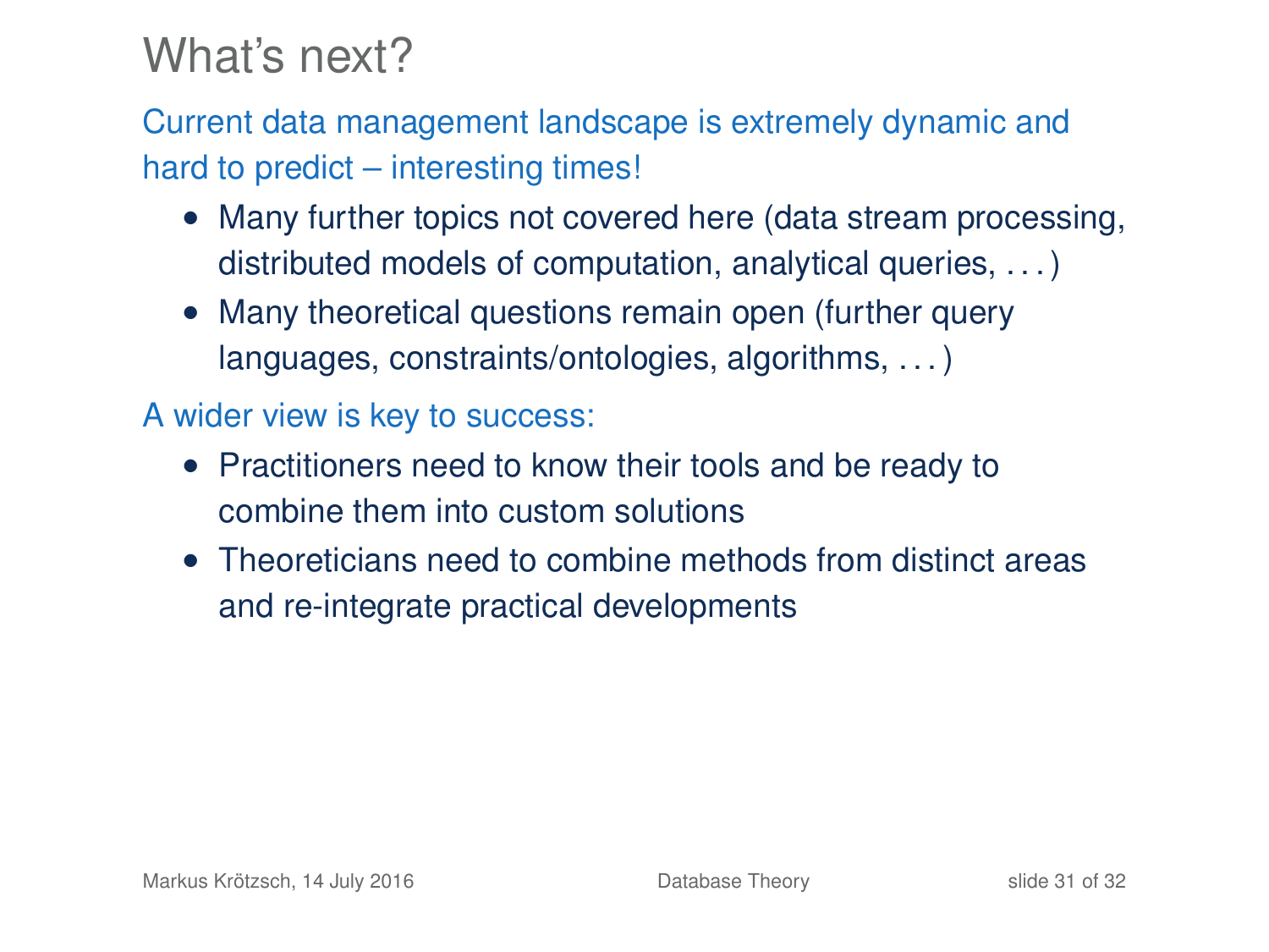# What's next?

Current data management landscape is extremely dynamic and hard to predict – interesting times!

- Many further topics not covered here (data stream processing, distributed models of computation, analytical queries, . . . )
- Many theoretical questions remain open (further query languages, constraints/ontologies, algorithms, . . . )

A wider view is key to success:

- Practitioners need to know their tools and be ready to combine them into custom solutions
- Theoreticians need to combine methods from distinct areas and re-integrate practical developments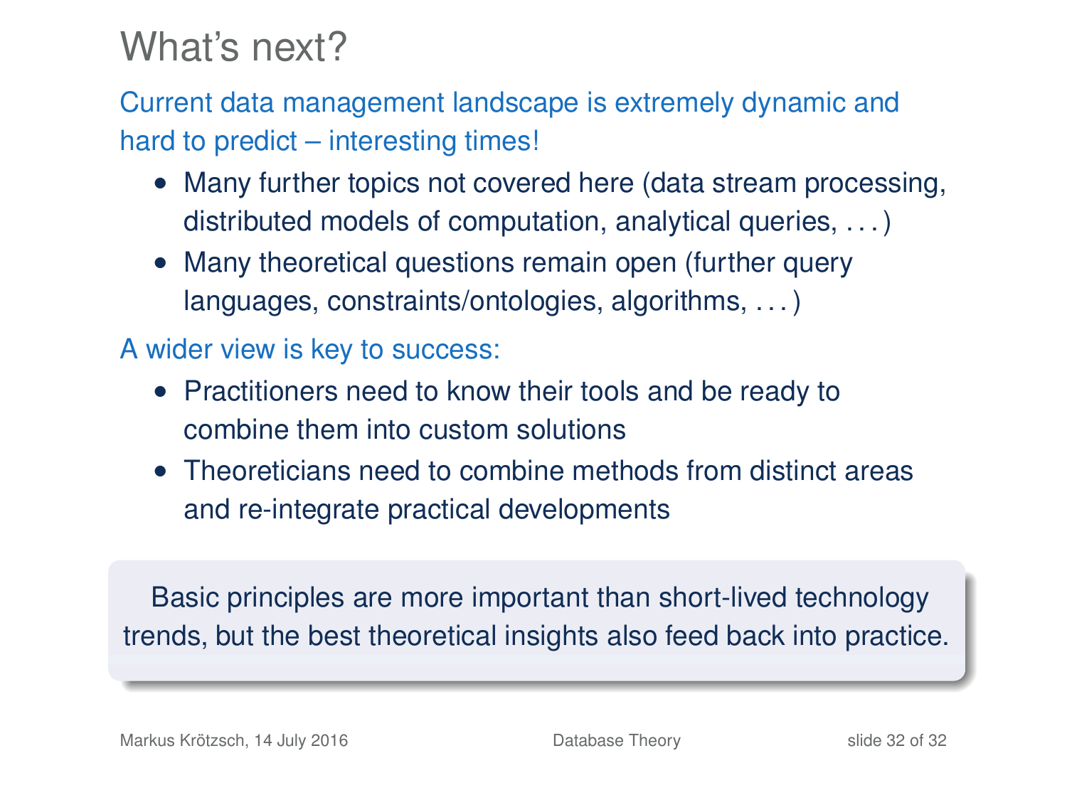# What's next?

Current data management landscape is extremely dynamic and hard to predict – interesting times!

- Many further topics not covered here (data stream processing, distributed models of computation, analytical queries, . . . )
- Many theoretical questions remain open (further query languages, constraints/ontologies, algorithms, . . . )

A wider view is key to success:

- Practitioners need to know their tools and be ready to combine them into custom solutions
- Theoreticians need to combine methods from distinct areas and re-integrate practical developments

Basic principles are more important than short-lived technology trends, but the best theoretical insights also feed back into practice.